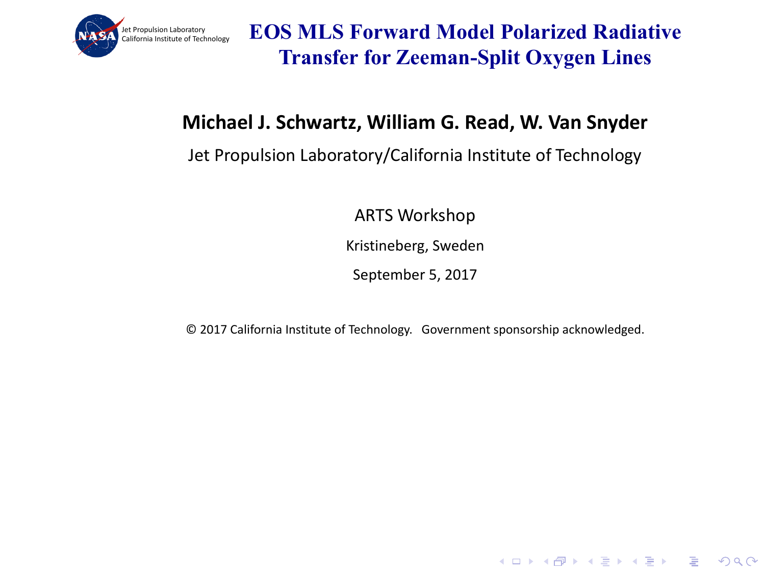Jet Propulsion Laboratory
California Institute of Technology

# EOS MLS Forward Model Polarized Radiative Transfer for Zeeman-Split Oxygen Lines

**Michael J. Schwartz, William G. Read, W. Van Snyder**

Jet Propulsion Laboratory/California Institute of Technology

ARTS Workshop

Kristineberg, Sweden

September 5, 2017

© 2017 California Institute of Technology. Government sponsorship acknowledged.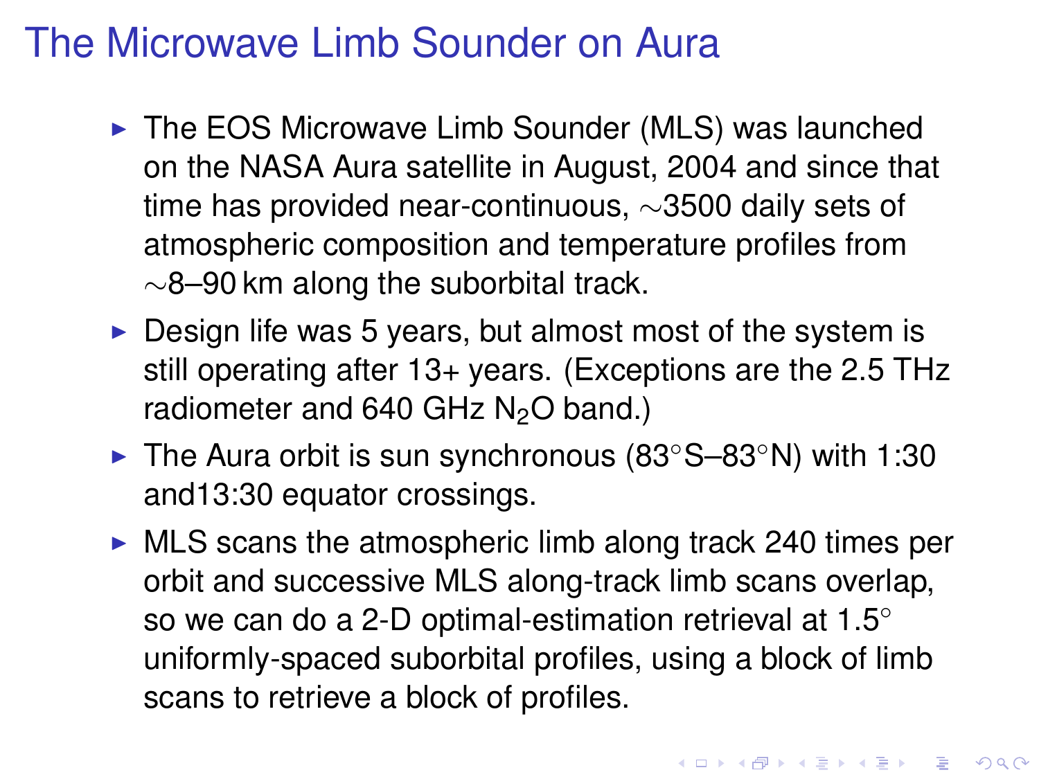# The Microwave Limb Sounder on Aura

- The EOS Microwave Limb Sounder (MLS) was launched on the NASA Aura satellite in August, 2004 and since that time has provided near-continuous, ∼3500 daily sets of atmospheric composition and temperature profiles from ∼8–90 km along the suborbital track.
- Design life was 5 years, but almost most of the system is still operating after 13+ years. (Exceptions are the 2.5 THz radiometer and 640 GHz $N_2O$ band.)
- The Aura orbit is sun synchronous (83°S–83°N) with 1:30 and13:30 equator crossings.
- MLS scans the atmospheric limb along track 240 times per orbit and successive MLS along-track limb scans overlap, so we can do a 2-D optimal-estimation retrieval at 1.5° uniformly-spaced suborbital profiles, using a block of limb scans to retrieve a block of profiles.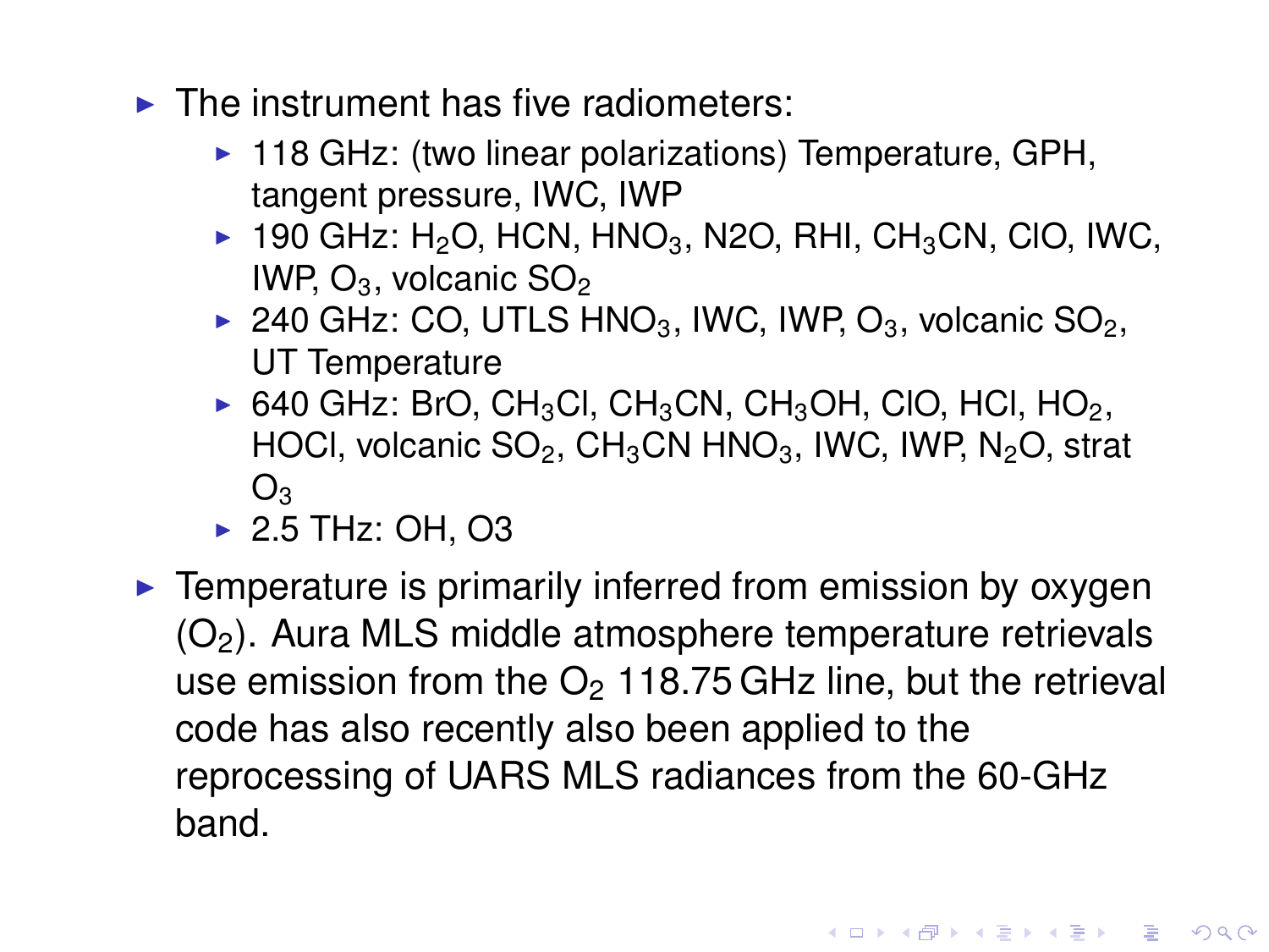- The instrument has five radiometers:
  - 118 GHz: (two linear polarizations) Temperature, GPH, tangent pressure, IWC, IWP
  - 190 GHz: $H_2O$, HCN, $HNO_3$, N2O, RHI, $CH_3CN$, ClO, IWC, IWP, $O_3$, volcanic $SO_2$
  - 240 GHz: CO, UTLS $HNO_3$, IWC, IWP, $O_3$, volcanic $SO_2$, UT Temperature
  - 640 GHz: BrO, $CH_3Cl$, $CH_3CN$, $CH_3OH$, ClO, HCl, $HO_2$, HOCl, volcanic $SO_2$, $CH_3CN$ $HNO_3$, IWC, IWP, $N_2O$, strat $O_3$
  - 2.5 THz: OH, O3
- Temperature is primarily inferred from emission by oxygen ($O_2$). Aura MLS middle atmosphere temperature retrievals use emission from the $O_2$ 118.75 GHz line, but the retrieval code has also recently also been applied to the reprocessing of UARS MLS radiances from the 60-GHz band.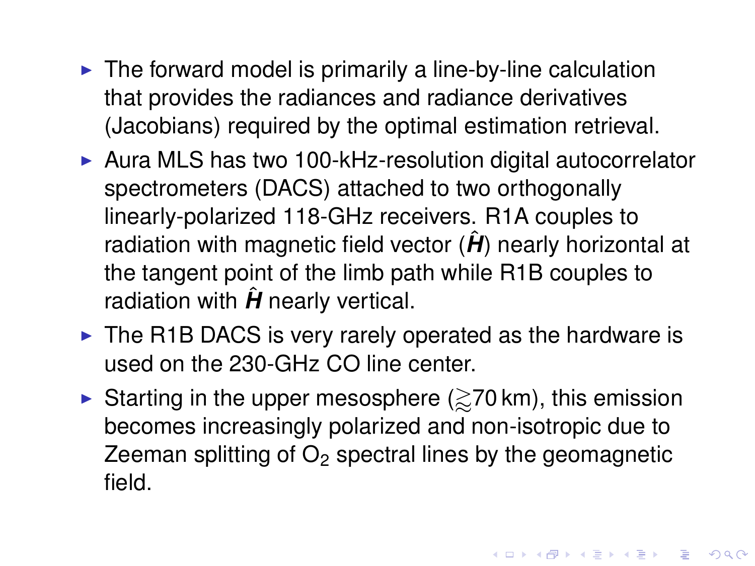- The forward model is primarily a line-by-line calculation that provides the radiances and radiance derivatives (Jacobians) required by the optimal estimation retrieval.
- Aura MLS has two 100-kHz-resolution digital autocorrelator spectrometers (DACS) attached to two orthogonally linearly-polarized 118-GHz receivers. R1A couples to radiation with magnetic field vector ($\hat{\boldsymbol{H}}$) nearly horizontal at the tangent point of the limb path while R1B couples to radiation with $\hat{\boldsymbol{H}}$ nearly vertical.
- The R1B DACS is very rarely operated as the hardware is used on the 230-GHz CO line center.
- Starting in the upper mesosphere ($\gtrsim$70 km), this emission becomes increasingly polarized and non-isotropic due to Zeeman splitting of $O_2$ spectral lines by the geomagnetic field.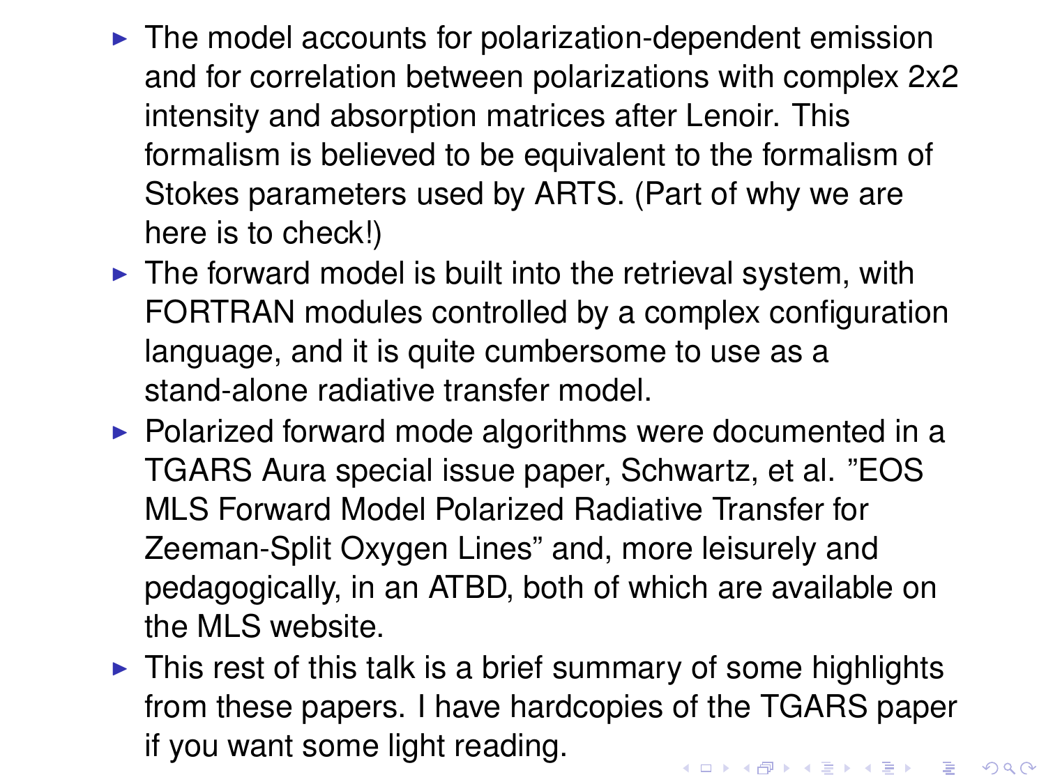- The model accounts for polarization-dependent emission and for correlation between polarizations with complex 2x2 intensity and absorption matrices after Lenoir. This formalism is believed to be equivalent to the formalism of Stokes parameters used by ARTS. (Part of why we are here is to check!)
- The forward model is built into the retrieval system, with FORTRAN modules controlled by a complex configuration language, and it is quite cumbersome to use as a stand-alone radiative transfer model.
- Polarized forward mode algorithms were documented in a TGARS Aura special issue paper, Schwartz, et al. "EOS MLS Forward Model Polarized Radiative Transfer for Zeeman-Split Oxygen Lines" and, more leisurely and pedagogically, in an ATBD, both of which are available on the MLS website.
- This rest of this talk is a brief summary of some highlights from these papers. I have hardcopies of the TGARS paper if you want some light reading.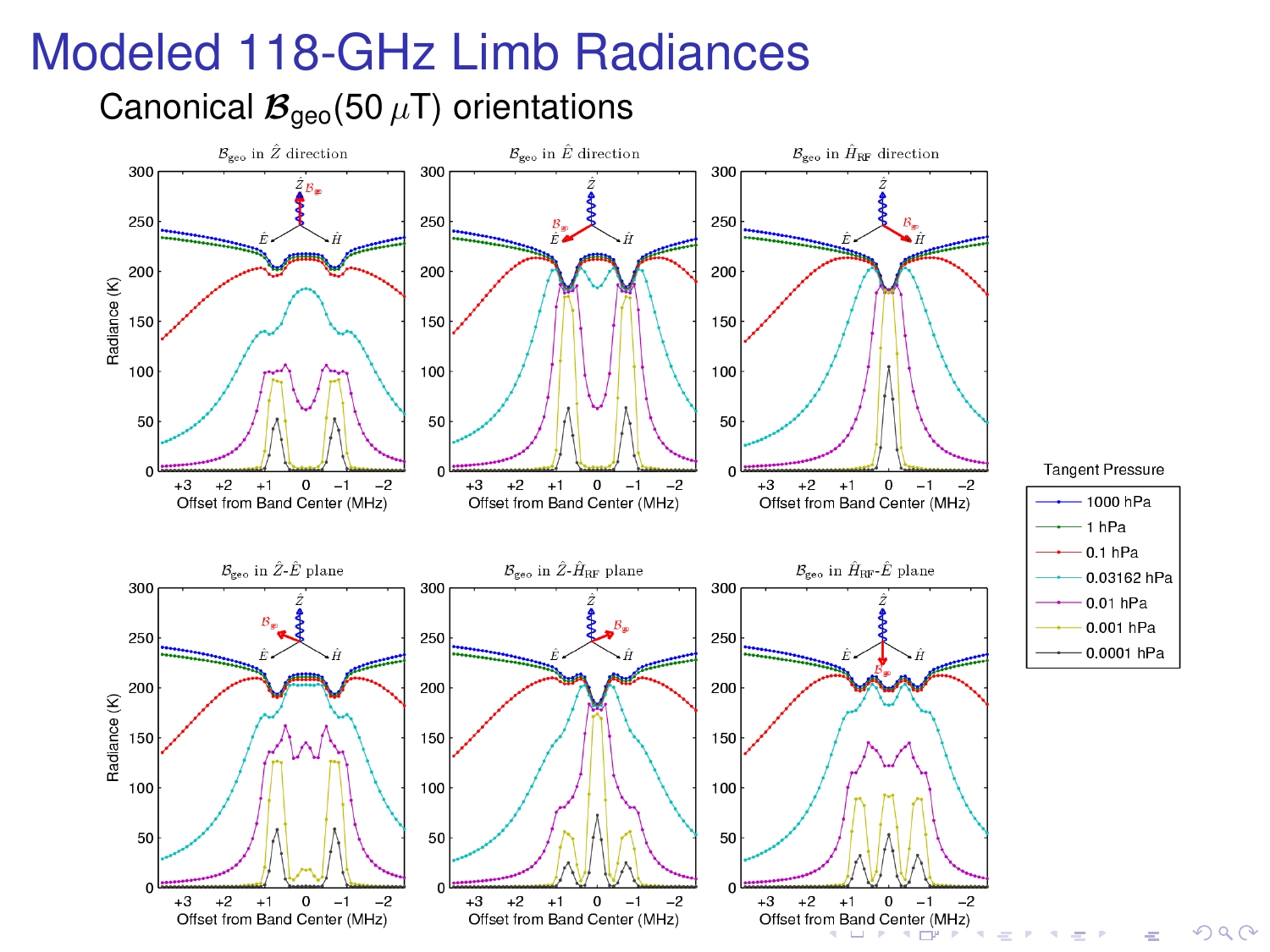# Modeled 118-GHz Limb Radiances

## Canonical $\mathcal{B}_{\text{geo}}(50\,\mu\text{T})$ orientations

$\mathcal{B}_{\text{geo}}$ in $\hat{Z}$ direction

$\mathcal{B}_{\text{geo}}$ in $\hat{E}$ direction

$\mathcal{B}_{\text{geo}}$ in $\hat{H}_{\text{RF}}$ direction

$\mathcal{B}_{\text{geo}}$ in $\hat{Z}$-$\hat{E}$ plane

$\mathcal{B}_{\text{geo}}$ in $\hat{Z}$-$\hat{H}_{\text{RF}}$ plane

$\mathcal{B}_{\text{geo}}$ in $\hat{H}_{\text{RF}}$-$\hat{E}$ plane

Radiance (K)

Offset from Band Center (MHz)

Tangent Pressure

- 1000 hPa
- 1 hPa
- 0.1 hPa
- 0.03162 hPa
- 0.01 hPa
- 0.001 hPa
- 0.0001 hPa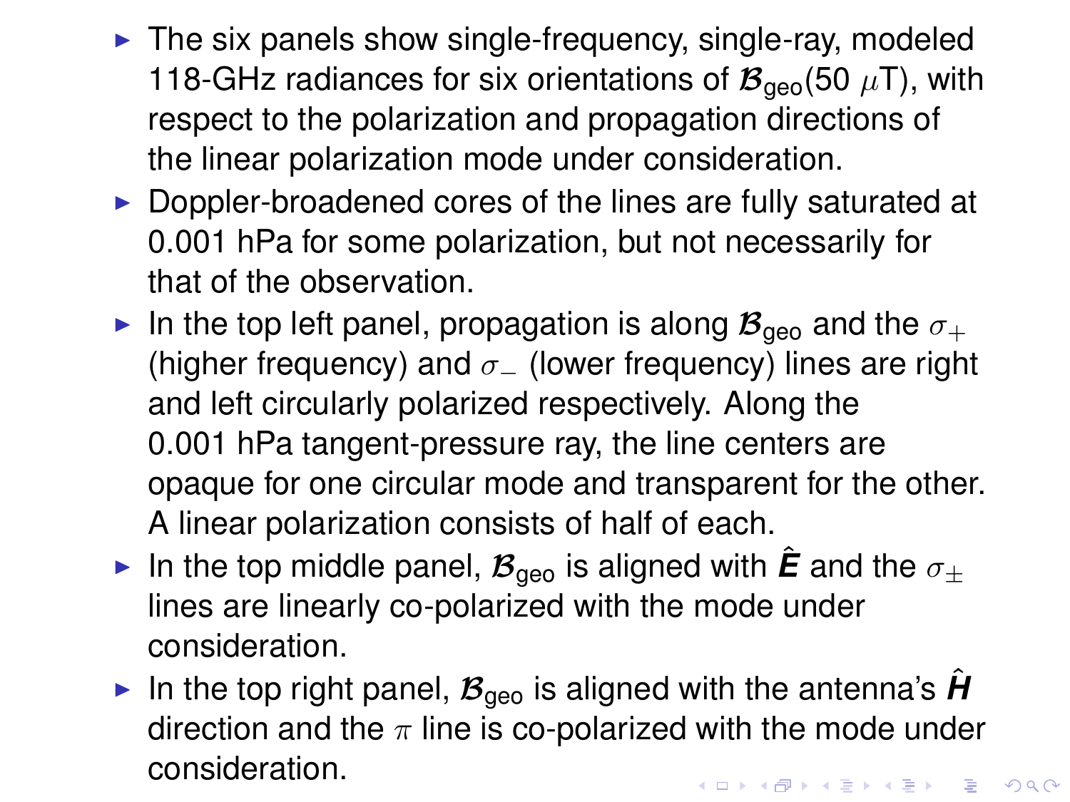- The six panels show single-frequency, single-ray, modeled 118-GHz radiances for six orientations of $\boldsymbol{\mathcal{B}}_{\text{geo}}$(50 $\mu$T), with respect to the polarization and propagation directions of the linear polarization mode under consideration.
- Doppler-broadened cores of the lines are fully saturated at 0.001 hPa for some polarization, but not necessarily for that of the observation.
- In the top left panel, propagation is along $\boldsymbol{\mathcal{B}}_{\text{geo}}$ and the $\sigma_+$ (higher frequency) and $\sigma_-$ (lower frequency) lines are right and left circularly polarized respectively. Along the 0.001 hPa tangent-pressure ray, the line centers are opaque for one circular mode and transparent for the other. A linear polarization consists of half of each.
- In the top middle panel, $\boldsymbol{\mathcal{B}}_{\text{geo}}$ is aligned with $\hat{\boldsymbol{E}}$ and the $\sigma_\pm$ lines are linearly co-polarized with the mode under consideration.
- In the top right panel, $\boldsymbol{\mathcal{B}}_{\text{geo}}$ is aligned with the antenna's $\hat{\boldsymbol{H}}$ direction and the $\pi$ line is co-polarized with the mode under consideration.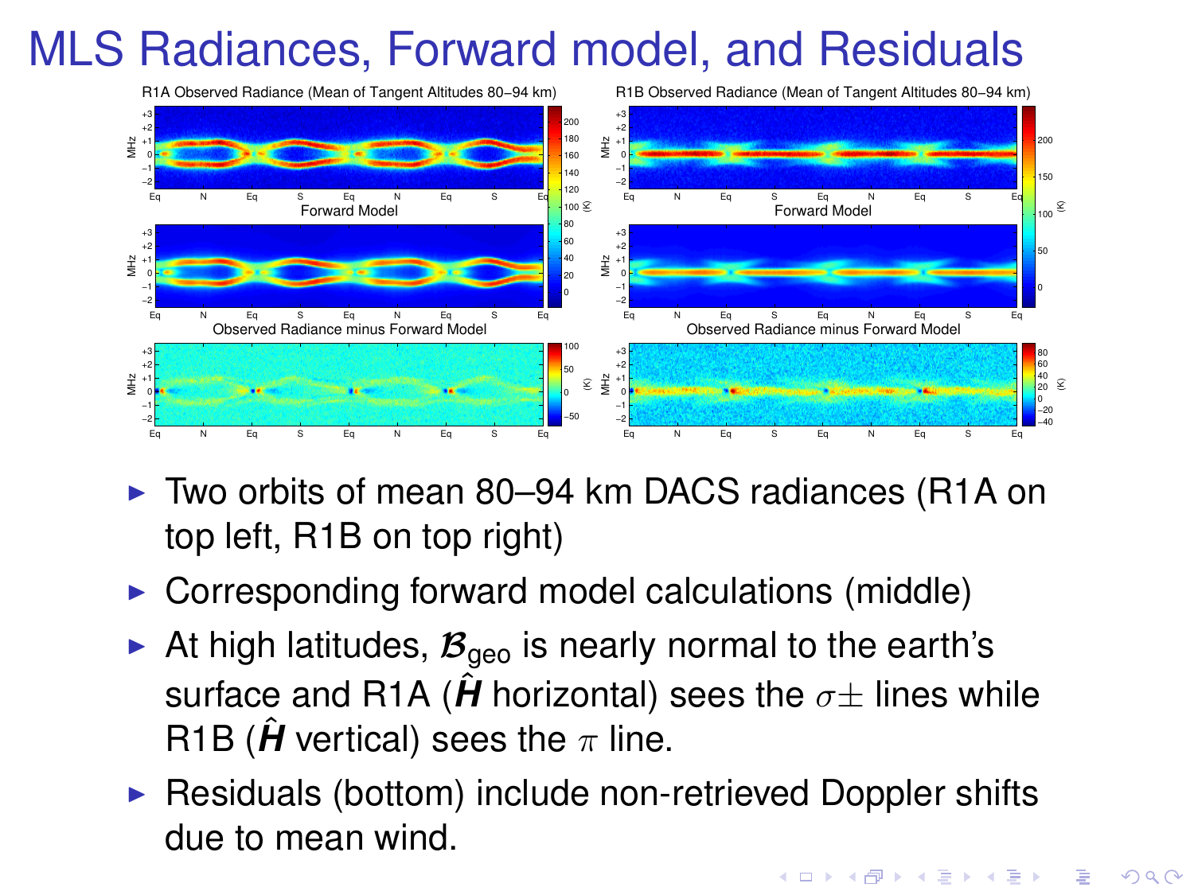# MLS Radiances, Forward model, and Residuals

- Two orbits of mean 80–94 km DACS radiances (R1A on top left, R1B on top right)
- Corresponding forward model calculations (middle)
- At high latitudes, $\mathcal{B}_{\text{geo}}$ is nearly normal to the earth's surface and R1A ($\hat{\boldsymbol{H}}$ horizontal) sees the $\sigma\pm$ lines while R1B ($\hat{\boldsymbol{H}}$ vertical) sees the $\pi$ line.
- Residuals (bottom) include non-retrieved Doppler shifts due to mean wind.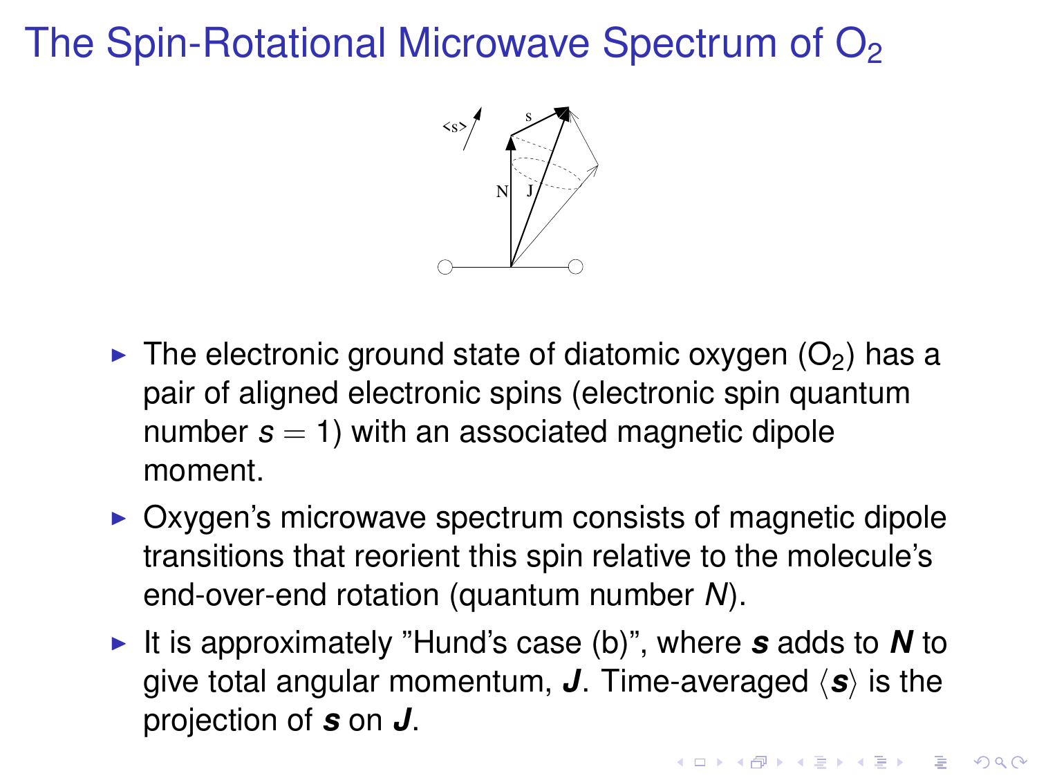# The Spin-Rotational Microwave Spectrum of $O_2$

- The electronic ground state of diatomic oxygen ($O_2$) has a pair of aligned electronic spins (electronic spin quantum number $s = 1$) with an associated magnetic dipole moment.
- Oxygen's microwave spectrum consists of magnetic dipole transitions that reorient this spin relative to the molecule's end-over-end rotation (quantum number $N$).
- It is approximately "Hund's case (b)", where $\boldsymbol{s}$ adds to $\boldsymbol{N}$ to give total angular momentum, $\boldsymbol{J}$. Time-averaged $\langle \boldsymbol{s} \rangle$ is the projection of $\boldsymbol{s}$ on $\boldsymbol{J}$.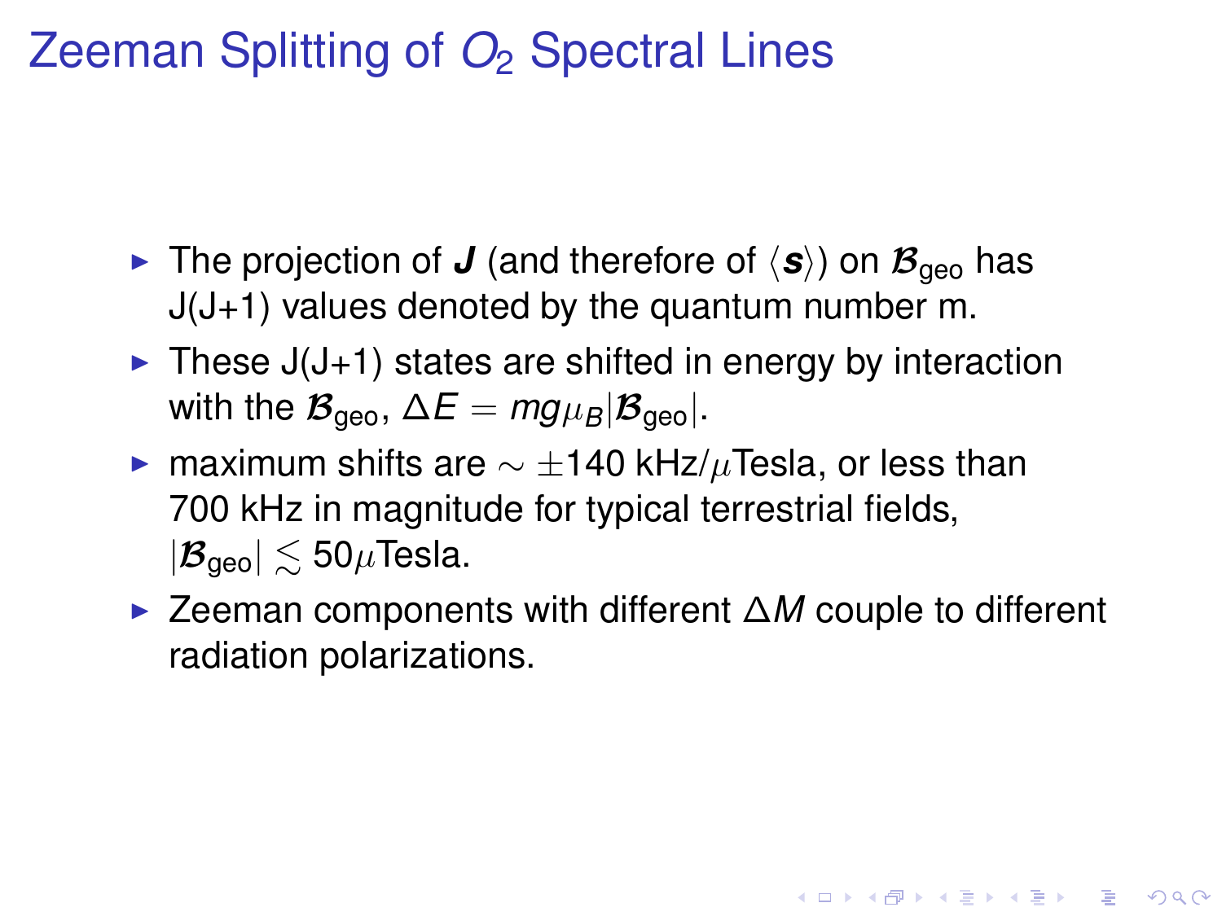# Zeeman Splitting of $O_2$ Spectral Lines

- The projection of $\boldsymbol{J}$ (and therefore of $\langle \boldsymbol{s} \rangle$) on $\boldsymbol{\mathcal{B}}_{\text{geo}}$ has J(J+1) values denoted by the quantum number m.
- These J(J+1) states are shifted in energy by interaction with the $\boldsymbol{\mathcal{B}}_{\text{geo}}$, $\Delta E = mg\mu_B|\boldsymbol{\mathcal{B}}_{\text{geo}}|$.
- maximum shifts are $\sim \pm 140$ kHz/$\mu$Tesla, or less than 700 kHz in magnitude for typical terrestrial fields, $|\boldsymbol{\mathcal{B}}_{\text{geo}}| \lesssim 50\mu$Tesla.
- Zeeman components with different $\Delta M$ couple to different radiation polarizations.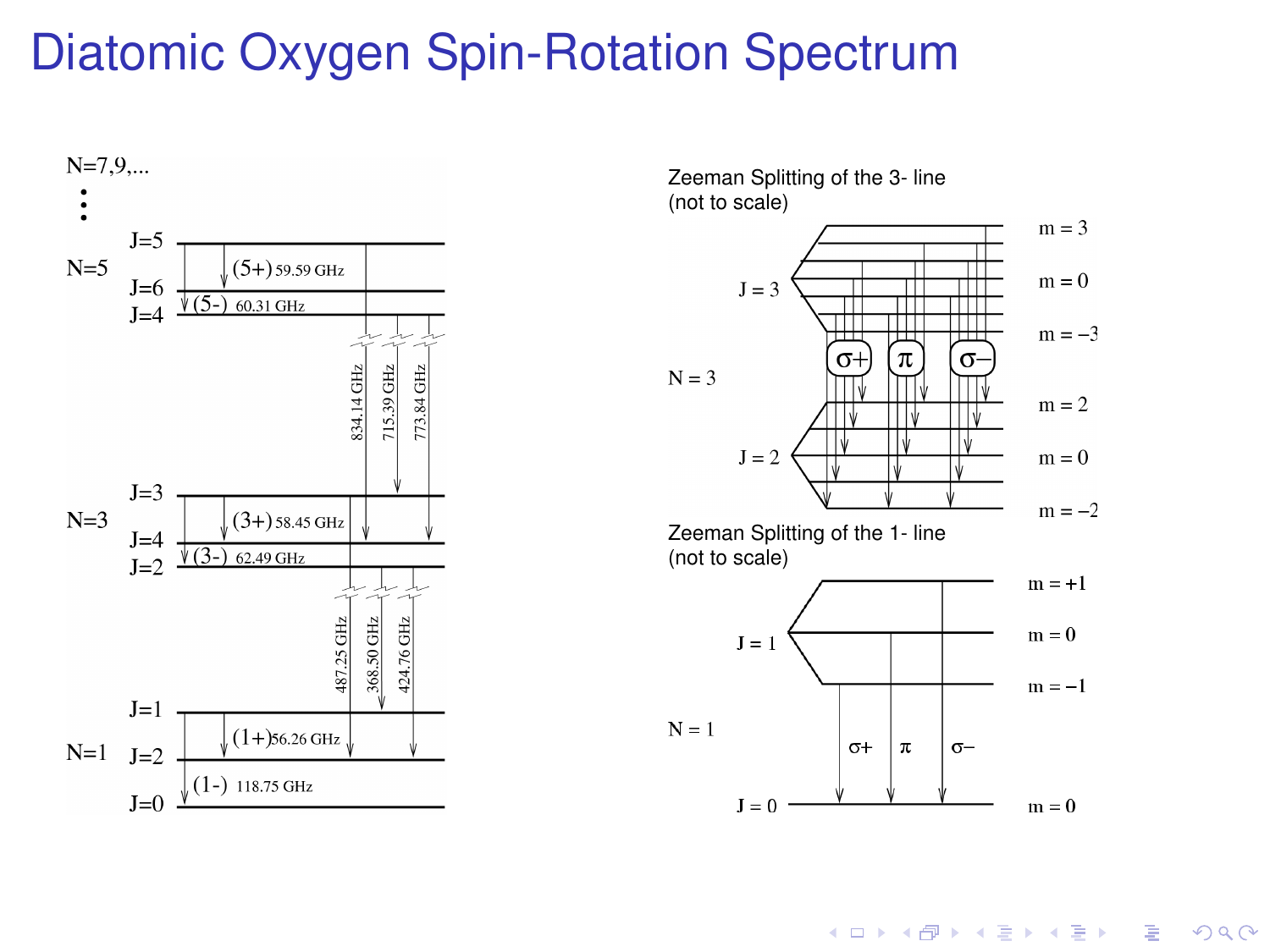# Diatomic Oxygen Spin-Rotation Spectrum

N=7,9,....

N=5: J=5, J=6, J=4 — (5+) 59.59 GHz, (5-) 60.31 GHz

834.14 GHz, 715.39 GHz, 773.84 GHz

N=3: J=3, J=4, J=2 — (3+) 58.45 GHz, (3-) 62.49 GHz

487.25 GHz, 368.50 GHz, 424.76 GHz

N=1: J=1, J=2, J=0 — (1+) 56.26 GHz, (1-) 118.75 GHz

Zeeman Splitting of the 3- line (not to scale)

N = 3; J = 3 (m = 3, m = 0, m = −3); J = 2 (m = 2, m = 0, m = −2); σ+, π, σ−

Zeeman Splitting of the 1- line (not to scale)

N = 1; J = 1 (m = +1, m = 0, m = −1); J = 0 (m = 0); σ+, π, σ−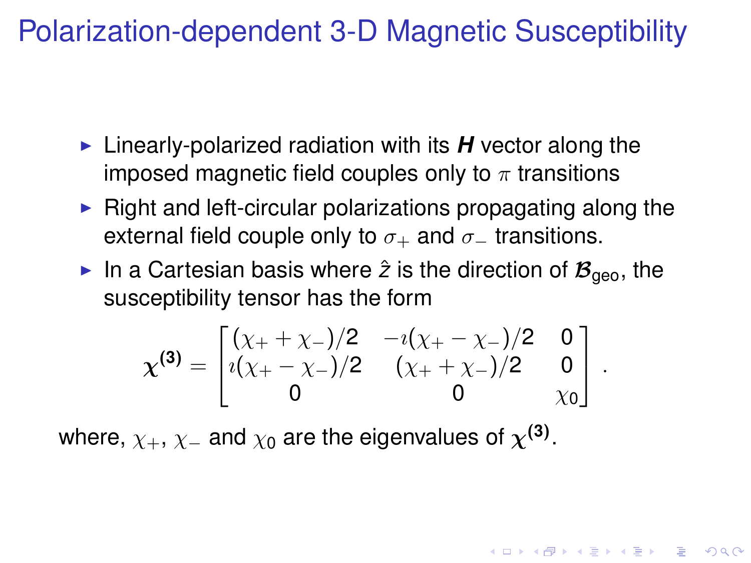# Polarization-dependent 3-D Magnetic Susceptibility

- Linearly-polarized radiation with its ***H*** vector along the imposed magnetic field couples only to $\pi$ transitions
- Right and left-circular polarizations propagating along the external field couple only to $\sigma_+$ and $\sigma_-$ transitions.
- In a Cartesian basis where $\hat{z}$ is the direction of $\mathcal{B}_{\text{geo}}$, the susceptibility tensor has the form

$$\boldsymbol{\chi}^{\mathbf{(3)}} = \begin{bmatrix} (\chi_+ + \chi_-)/2 & -\imath(\chi_+ - \chi_-)/2 & 0 \\ \imath(\chi_+ - \chi_-)/2 & (\chi_+ + \chi_-)/2 & 0 \\ 0 & 0 & \chi_0 \end{bmatrix}.$$

where, $\chi_+$, $\chi_-$ and $\chi_0$ are the eigenvalues of $\boldsymbol{\chi}^{\mathbf{(3)}}$.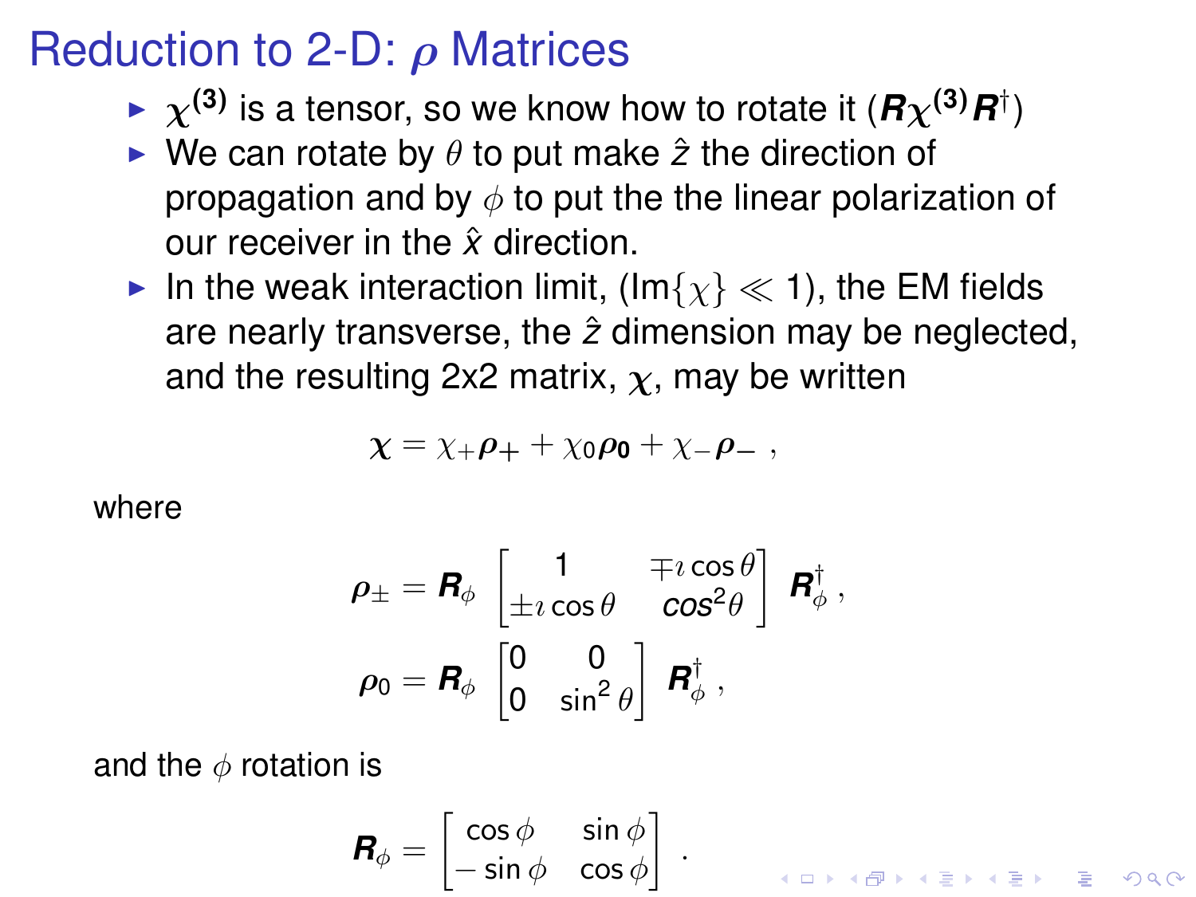# Reduction to 2-D: $\boldsymbol{\rho}$ Matrices

- $\chi^{(3)}$ is a tensor, so we know how to rotate it ($\boldsymbol{R}\chi^{(3)}\boldsymbol{R}^{\dagger}$)
- We can rotate by $\theta$ to put make $\hat{z}$ the direction of propagation and by $\phi$ to put the the linear polarization of our receiver in the $\hat{x}$ direction.
- In the weak interaction limit, ($\text{Im}\{\chi\} \ll 1$), the EM fields are nearly transverse, the $\hat{z}$ dimension may be neglected, and the resulting 2x2 matrix, $\boldsymbol{\chi}$, may be written

$$
\boldsymbol{\chi} = \chi_{+}\boldsymbol{\rho}_{+} + \chi_{0}\boldsymbol{\rho}_{0} + \chi_{-}\boldsymbol{\rho}_{-} \ ,
$$

where

$$
\boldsymbol{\rho}_{\pm} = \boldsymbol{R}_{\phi} \begin{bmatrix} 1 & \mp\imath\cos\theta \\ \pm\imath\cos\theta & \cos^{2}\theta \end{bmatrix} \boldsymbol{R}_{\phi}^{\dagger} \ ,
$$

$$
\boldsymbol{\rho}_{0} = \boldsymbol{R}_{\phi} \begin{bmatrix} 0 & 0 \\ 0 & \sin^{2}\theta \end{bmatrix} \boldsymbol{R}_{\phi}^{\dagger} \ ,
$$

and the $\phi$ rotation is

$$
\boldsymbol{R}_{\phi} = \begin{bmatrix} \cos\phi & \sin\phi \\ -\sin\phi & \cos\phi \end{bmatrix} \ .
$$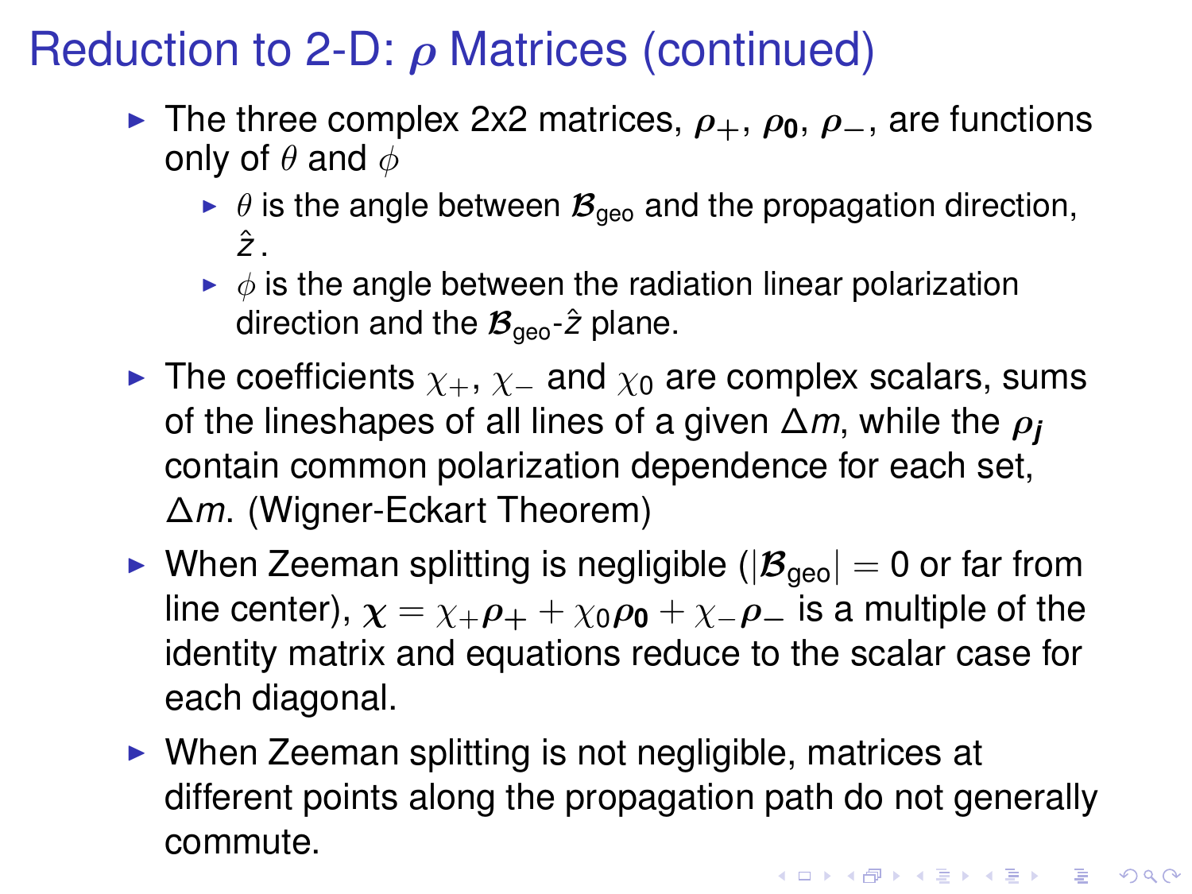# Reduction to 2-D: $\boldsymbol{\rho}$ Matrices (continued)

- The three complex 2x2 matrices, $\boldsymbol{\rho}_+$, $\boldsymbol{\rho}_\mathbf{0}$, $\boldsymbol{\rho}_-$, are functions only of $\theta$ and $\phi$
  - $\theta$ is the angle between $\boldsymbol{\mathcal{B}}_{\text{geo}}$ and the propagation direction, $\hat{z}$ .
  - $\phi$ is the angle between the radiation linear polarization direction and the $\boldsymbol{\mathcal{B}}_{\text{geo}}$-$\hat{z}$ plane.
- The coefficients $\chi_+$, $\chi_-$ and $\chi_0$ are complex scalars, sums of the lineshapes of all lines of a given $\Delta m$, while the $\boldsymbol{\rho_j}$ contain common polarization dependence for each set, $\Delta m$. (Wigner-Eckart Theorem)
- When Zeeman splitting is negligible ($|\boldsymbol{\mathcal{B}}_{\text{geo}}| = 0$ or far from line center), $\boldsymbol{\chi} = \chi_+ \boldsymbol{\rho}_+ + \chi_0 \boldsymbol{\rho}_\mathbf{0} + \chi_- \boldsymbol{\rho}_-$ is a multiple of the identity matrix and equations reduce to the scalar case for each diagonal.
- When Zeeman splitting is not negligible, matrices at different points along the propagation path do not generally commute.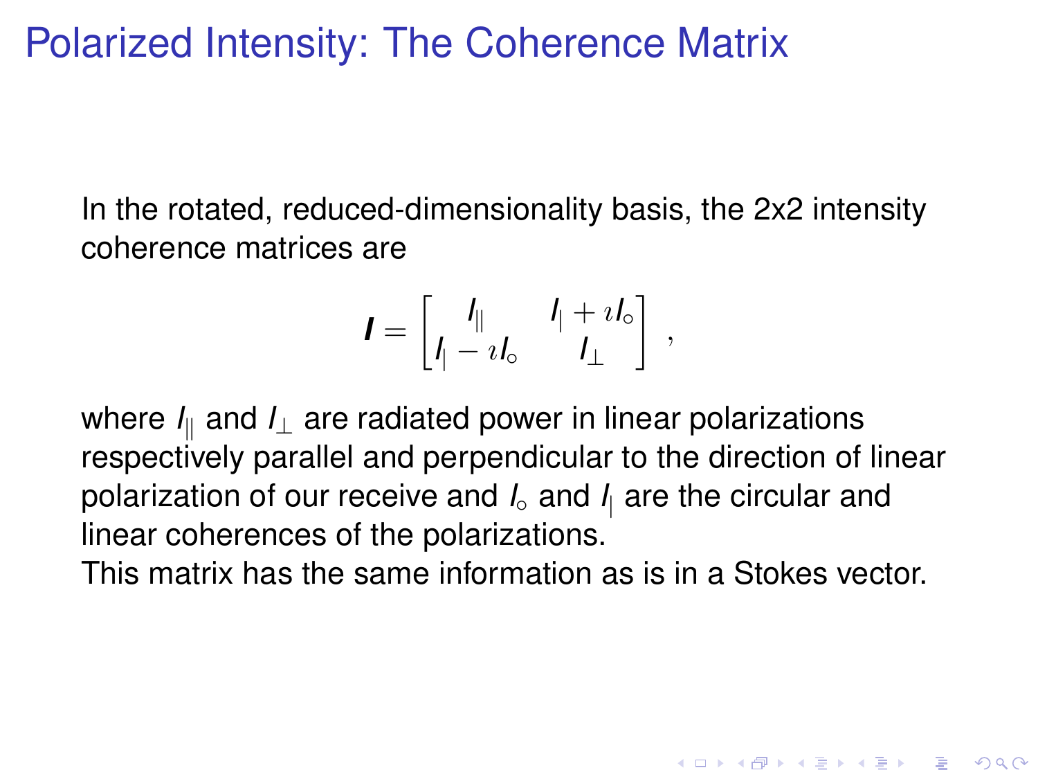# Polarized Intensity: The Coherence Matrix

In the rotated, reduced-dimensionality basis, the 2x2 intensity coherence matrices are

$$\boldsymbol{I} = \begin{bmatrix} I_{\|} & I_{|} + \imath I_{\circ} \\ I_{|} - \imath I_{\circ} & I_{\perp} \end{bmatrix} ,$$

where $I_{\|}$ and $I_{\perp}$ are radiated power in linear polarizations respectively parallel and perpendicular to the direction of linear polarization of our receive and $I_{\circ}$ and $I_{|}$ are the circular and linear coherences of the polarizations.

This matrix has the same information as is in a Stokes vector.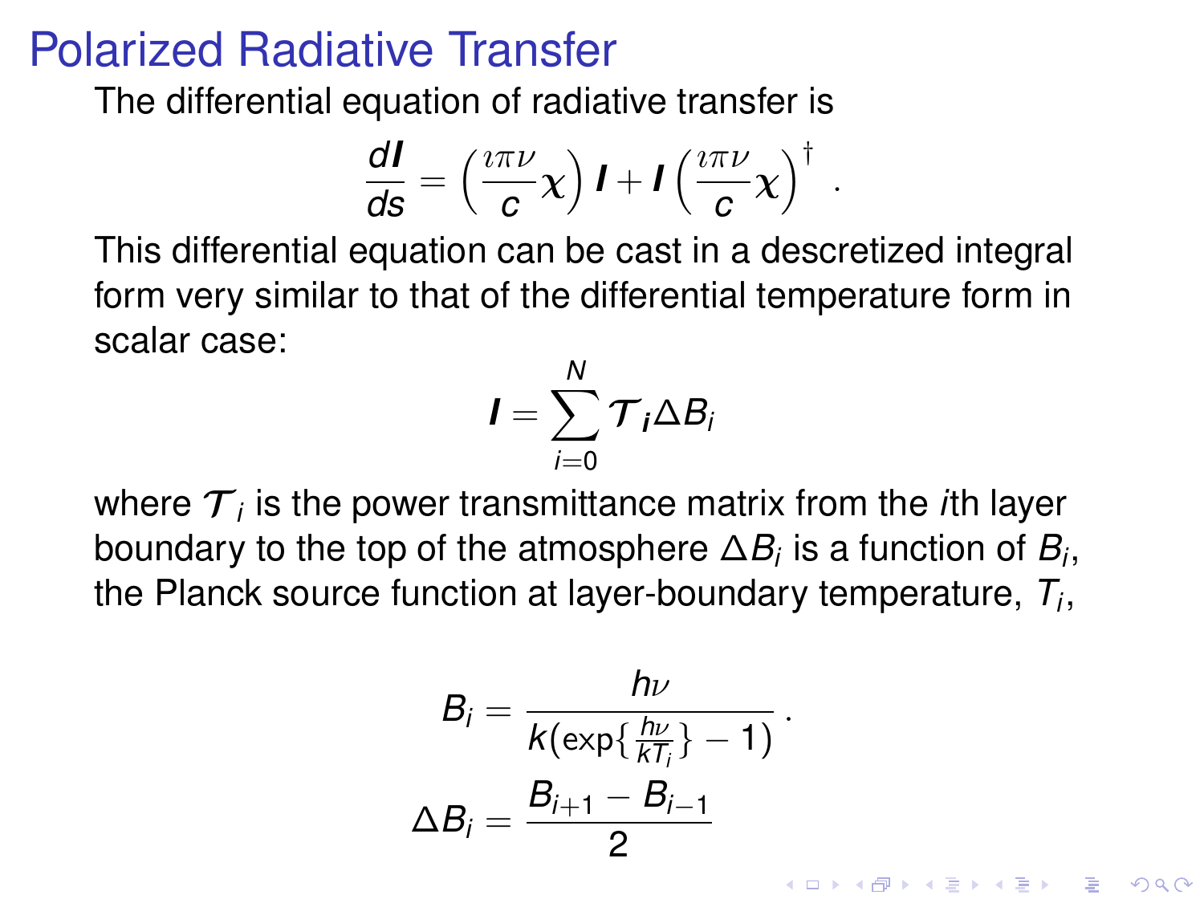# Polarized Radiative Transfer

The differential equation of radiative transfer is

$$\frac{d\boldsymbol{I}}{ds} = \left(\frac{\imath\pi\nu}{c}\chi\right)\boldsymbol{I} + \boldsymbol{I}\left(\frac{\imath\pi\nu}{c}\chi\right)^{\dagger} \ .$$

This differential equation can be cast in a descretized integral form very similar to that of the differential temperature form in scalar case:

$$\boldsymbol{I} = \sum_{i=0}^{N} \boldsymbol{\mathcal{T}_i} \Delta B_i$$

where $\mathcal{T}_i$ is the power transmittance matrix from the $i$th layer boundary to the top of the atmosphere $\Delta B_i$ is a function of $B_i$, the Planck source function at layer-boundary temperature, $T_i$,

$$B_i = \frac{h\nu}{k(\exp\{\frac{h\nu}{kT_i}\} - 1)} \ .$$

$$\Delta B_i = \frac{B_{i+1} - B_{i-1}}{2}$$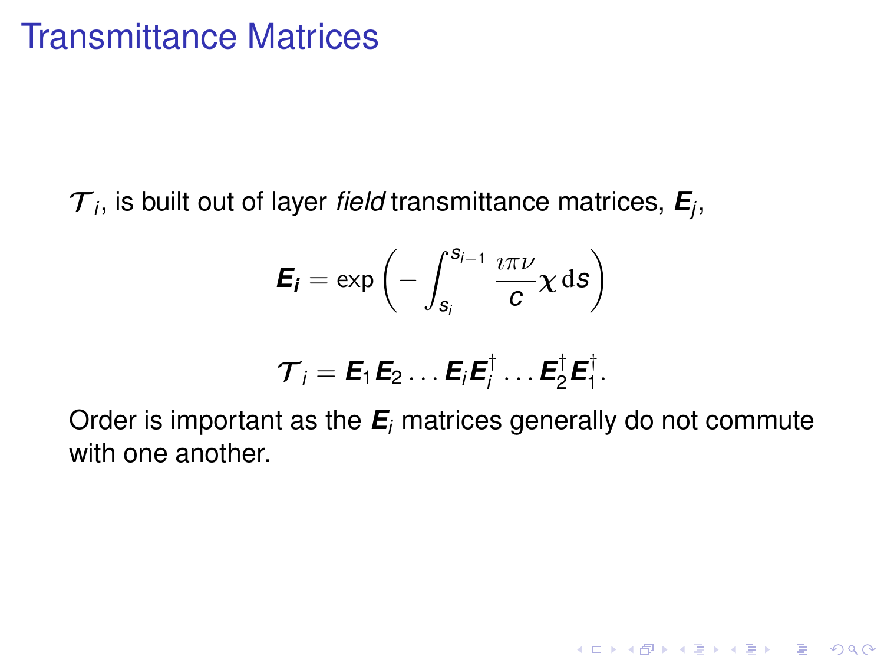# Transmittance Matrices

$\mathcal{T}_i$, is built out of layer *field* transmittance matrices, $\boldsymbol{E}_j$,

$$\boldsymbol{E}_{\boldsymbol{i}} = \exp\left(-\int_{s_i}^{s_{i-1}} \frac{\imath\pi\nu}{c}\chi \,\mathrm{d}s\right)$$

$$\mathcal{T}_i = \boldsymbol{E}_1 \boldsymbol{E}_2 \ldots \boldsymbol{E}_i \boldsymbol{E}_i^\dagger \ldots \boldsymbol{E}_2^\dagger \boldsymbol{E}_1^\dagger.$$

Order is important as the $\boldsymbol{E}_i$ matrices generally do not commute with one another.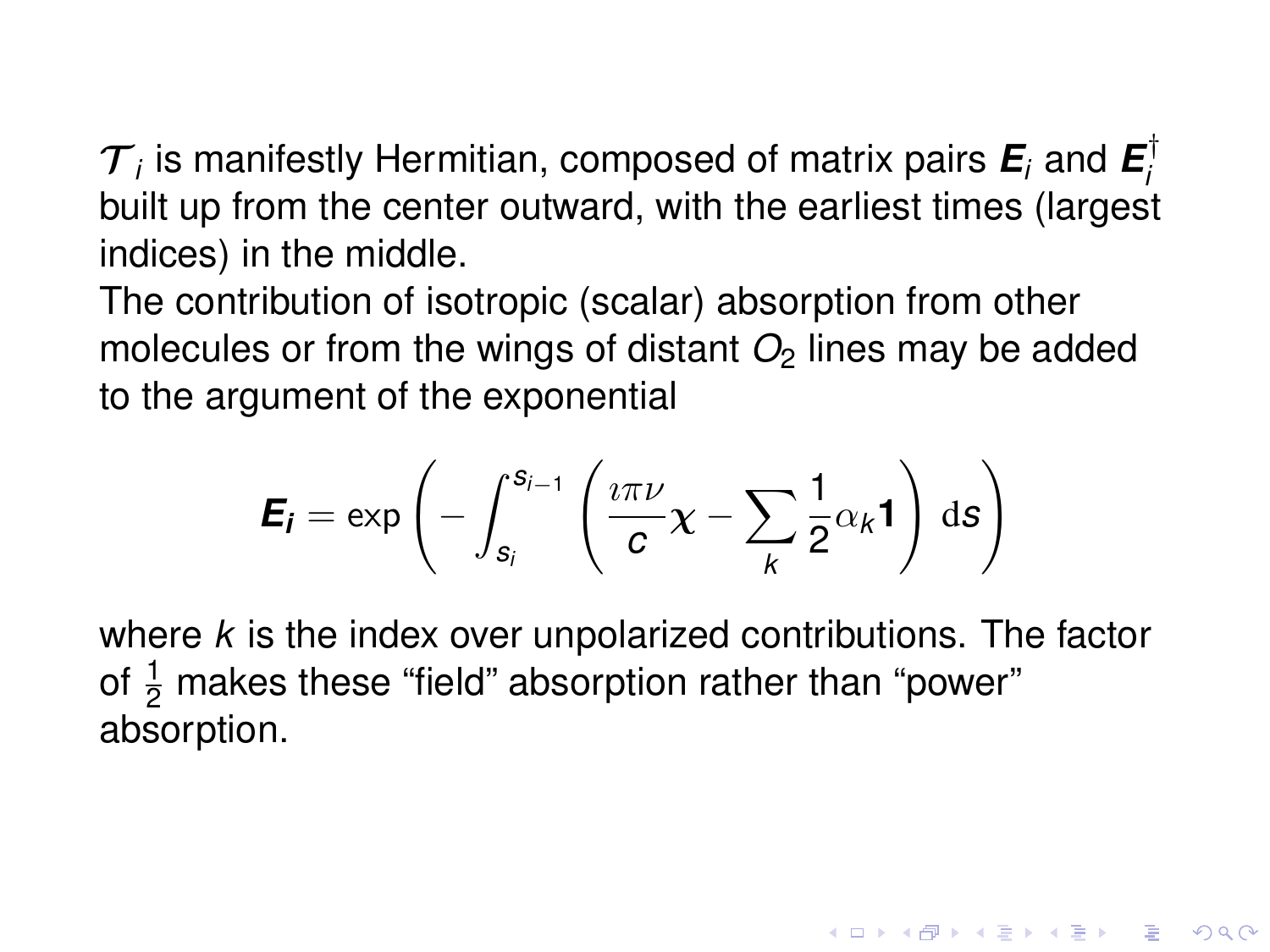$\mathcal{T}_i$ is manifestly Hermitian, composed of matrix pairs $\boldsymbol{E}_i$ and $\boldsymbol{E}_i^\dagger$ built up from the center outward, with the earliest times (largest indices) in the middle.

The contribution of isotropic (scalar) absorption from other molecules or from the wings of distant $O_2$ lines may be added to the argument of the exponential

$$\boldsymbol{E_i} = \exp\left(-\int_{s_i}^{s_{i-1}} \left(\frac{\imath\pi\nu}{c}\boldsymbol{\chi} - \sum_k \frac{1}{2}\alpha_k \mathbf{1}\right)\,\mathrm{d}s\right)$$

where $k$ is the index over unpolarized contributions. The factor of $\frac{1}{2}$ makes these “field” absorption rather than “power” absorption.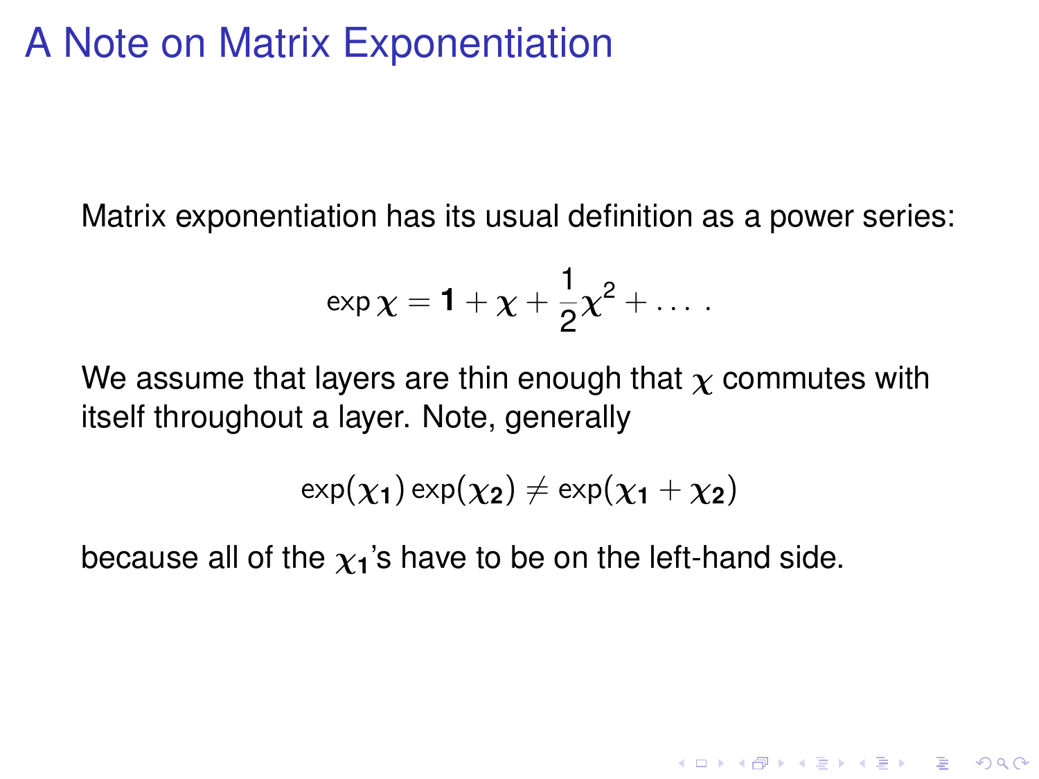# A Note on Matrix Exponentiation

Matrix exponentiation has its usual definition as a power series:

$$\exp \chi = \mathbf{1} + \chi + \frac{1}{2}\chi^2 + \dots .$$

We assume that layers are thin enough that $\chi$ commutes with itself throughout a layer. Note, generally

$$\exp(\chi_1) \exp(\chi_2) \neq \exp(\chi_1 + \chi_2)$$

because all of the $\chi_1$'s have to be on the left-hand side.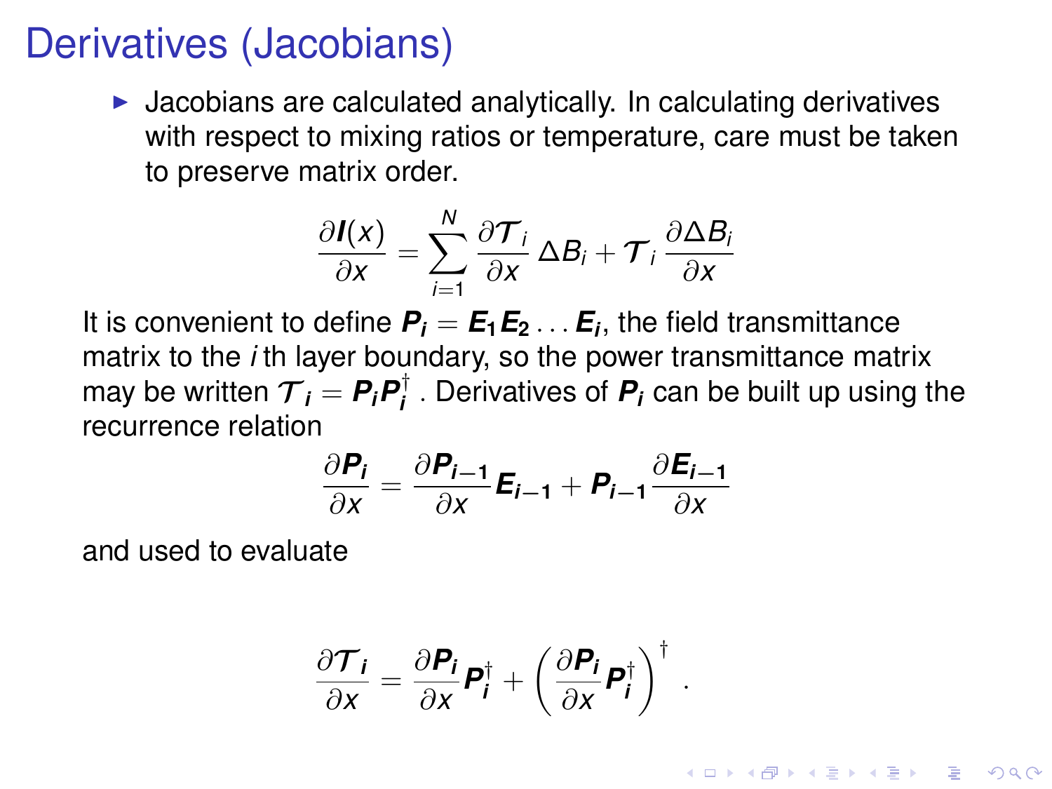# Derivatives (Jacobians)

- Jacobians are calculated analytically. In calculating derivatives with respect to mixing ratios or temperature, care must be taken to preserve matrix order.

$$\frac{\partial \boldsymbol{I}(x)}{\partial x} = \sum_{i=1}^{N} \frac{\partial \boldsymbol{\mathcal{T}}_i}{\partial x} \Delta B_i + \boldsymbol{\mathcal{T}}_i \frac{\partial \Delta B_i}{\partial x}$$

It is convenient to define $\boldsymbol{P_i} = \boldsymbol{E_1 E_2} \ldots \boldsymbol{E_i}$, the field transmittance matrix to the $i$ th layer boundary, so the power transmittance matrix may be written $\boldsymbol{\mathcal{T}_i} = \boldsymbol{P_i P_i^\dagger}$ . Derivatives of $\boldsymbol{P_i}$ can be built up using the recurrence relation

$$\frac{\partial \boldsymbol{P_i}}{\partial x} = \frac{\partial \boldsymbol{P_{i-1}}}{\partial x} \boldsymbol{E_{i-1}} + \boldsymbol{P_{i-1}} \frac{\partial \boldsymbol{E_{i-1}}}{\partial x}$$

and used to evaluate

$$\frac{\partial \boldsymbol{\mathcal{T}_i}}{\partial x} = \frac{\partial \boldsymbol{P_i}}{\partial x} \boldsymbol{P_i^\dagger} + \left( \frac{\partial \boldsymbol{P_i}}{\partial x} \boldsymbol{P_i^\dagger} \right)^\dagger .$$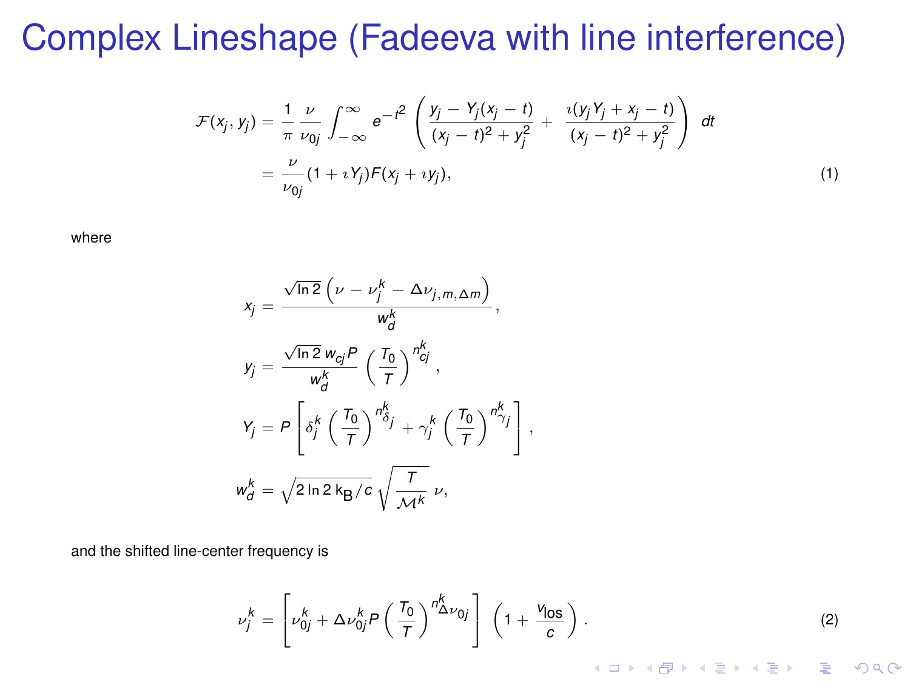# Complex Lineshape (Fadeeva with line interference)

$$
\begin{aligned}
\mathcal{F}(x_j, y_j) &= \frac{1}{\pi}\,\frac{\nu}{\nu_{0j}} \int_{-\infty}^{\infty} e^{-t^2} \left( \frac{y_j - Y_j(x_j - t)}{(x_j - t)^2 + y_j^2} + \frac{\imath(y_j Y_j + x_j - t)}{(x_j - t)^2 + y_j^2} \right) \, dt \\
&= \frac{\nu}{\nu_{0j}} (1 + \imath Y_j) F(x_j + \imath y_j),
\end{aligned} \tag{1}
$$

where

$$
\begin{aligned}
x_j &= \frac{\sqrt{\ln 2}\left(\nu - \nu_j^k - \Delta\nu_{j,m,\Delta m}\right)}{w_d^k}, \\
y_j &= \frac{\sqrt{\ln 2}\, w_{cj} P}{w_d^k} \left(\frac{T_0}{T}\right)^{n_{cj}^k}, \\
Y_j &= P\left[\delta_j^k \left(\frac{T_0}{T}\right)^{n_{\delta_j}^k} + \gamma_j^k \left(\frac{T_0}{T}\right)^{n_{\gamma_j}^k}\right], \\
w_d^k &= \sqrt{2\ln 2\, \mathrm{k_B}/c}\,\sqrt{\frac{T}{\mathcal{M}^k}}\,\nu,
\end{aligned}
$$

and the shifted line-center frequency is

$$
\nu_j^k = \left[\nu_{0j}^k + \Delta\nu_{0j}^k P \left(\frac{T_0}{T}\right)^{n_{\Delta\nu_{0j}}^k}\right] \left(1 + \frac{v_{\mathrm{los}}}{c}\right). \tag{2}
$$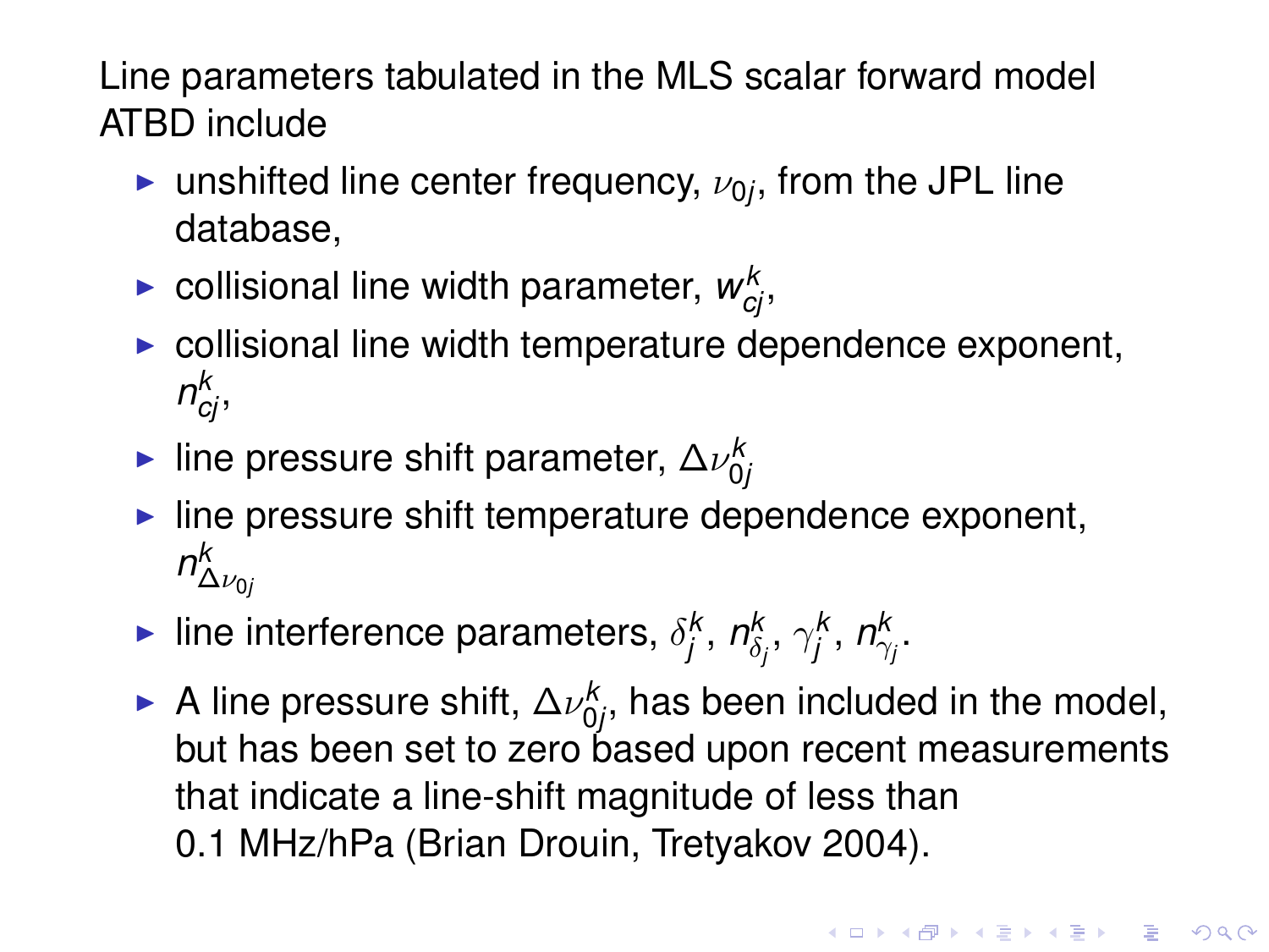Line parameters tabulated in the MLS scalar forward model ATBD include

- unshifted line center frequency, $\nu_{0j}$, from the JPL line database,
- collisional line width parameter, $w_{cj}^k$,
- collisional line width temperature dependence exponent, $n_{cj}^k$,
- line pressure shift parameter, $\Delta\nu_{0j}^k$
- line pressure shift temperature dependence exponent, $n_{\Delta\nu_{0j}}^k$
- line interference parameters, $\delta_j^k$, $n_{\delta_j}^k$, $\gamma_j^k$, $n_{\gamma_j}^k$.
- A line pressure shift, $\Delta\nu_{0j}^k$, has been included in the model, but has been set to zero based upon recent measurements that indicate a line-shift magnitude of less than 0.1 MHz/hPa (Brian Drouin, Tretyakov 2004).